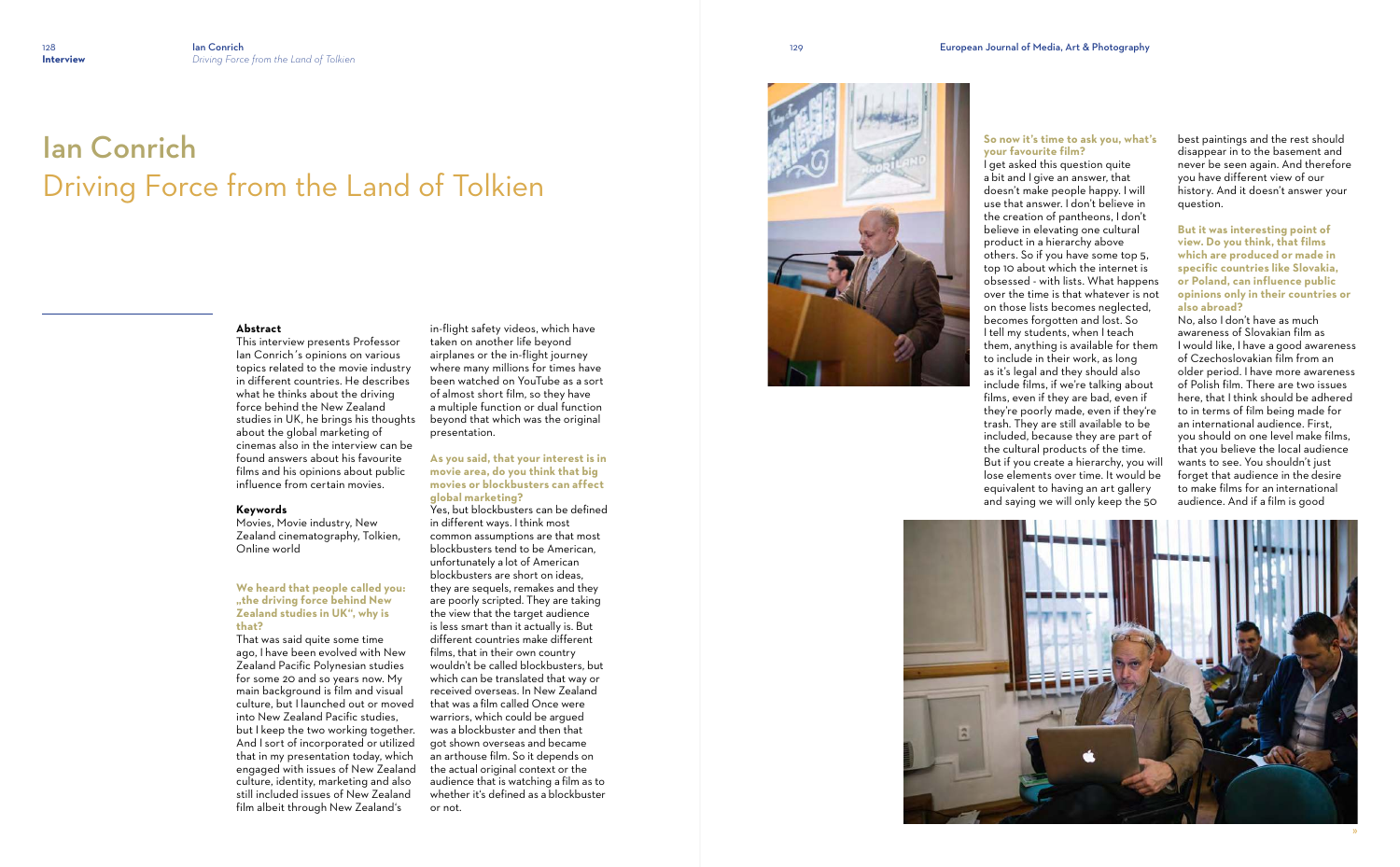# Ian Conrich
## Driving Force from the Land of Tolkien

**Abstract**

This interview presents Professor Ian Conrich's opinions on various topics related to the movie industry in different countries. He describes what he thinks about the driving force behind the New Zealand studies in UK, he brings his thoughts about the global marketing of cinemas also in the interview can be found answers about his favourite films and his opinions about public influence from certain movies.

**Keywords**

Movies, Movie industry, New Zealand cinematography, Tolkien, Online world

**We heard that people called you: „the driving force behind New Zealand studies in UK", why is that?**

That was said quite some time ago, I have been evolved with New Zealand Pacific Polynesian studies for some 20 and so years now. My main background is film and visual culture, but I launched out or moved into New Zealand Pacific studies, but I keep the two working together. And I sort of incorporated or utilized that in my presentation today, which engaged with issues of New Zealand culture, identity, marketing and also still included issues of New Zealand film albeit through New Zealand's in-flight safety videos, which have taken on another life beyond airplanes or the in-flight journey where many millions for times have been watched on YouTube as a sort of almost short film, so they have a multiple function or dual function beyond that which was the original presentation.

**As you said, that your interest is in movie area, do you think that big movies or blockbusters can affect global marketing?**

Yes, but blockbusters can be defined in different ways. I think most common assumptions are that most blockbusters tend to be American, unfortunately a lot of American blockbusters are short on ideas, they are sequels, remakes and they are poorly scripted. They are taking the view that the target audience is less smart than it actually is. But different countries make different films, that in their own country wouldn't be called blockbusters, but which can be translated that way or received overseas. In New Zealand that was a film called Once were warriors, which could be argued was a blockbuster and then that got shown overseas and became an arthouse film. So it depends on the actual original context or the audience that is watching a film as to whether it's defined as a blockbuster or not.

**So now it's time to ask you, what's your favourite film?**

I get asked this question quite a bit and I give an answer, that doesn't make people happy. I will use that answer. I don't believe in the creation of pantheons, I don't believe in elevating one cultural product in a hierarchy above others. So if you have some top 5, top 10 about which the internet is obsessed - with lists. What happens over the time is that whatever is not on those lists becomes neglected, becomes forgotten and lost. So I tell my students, when I teach them, anything is available for them to include in their work, as long as it's legal and they should also include films, if we're talking about films, even if they are bad, even if they're poorly made, even if they're trash. They are still available to be included, because they are part of the cultural products of the time. But if you create a hierarchy, you will lose elements over time. It would be equivalent to having an art gallery and saying we will only keep the 50 best paintings and the rest should disappear in to the basement and never be seen again. And therefore you have different view of our history. And it doesn't answer your question.

**But it was interesting point of view. Do you think, that films which are produced or made in specific countries like Slovakia, or Poland, can influence public opinions only in their countries or also abroad?**

No, also I don't have as much awareness of Slovakian film as I would like, I have a good awareness of Czechoslovakian film from an older period. I have more awareness of Polish film. There are two issues here, that I think should be adhered to in terms of film being made for an international audience. First, you should on one level make films, that you believe the local audience wants to see. You shouldn't just forget that audience in the desire to make films for an international audience. And if a film is good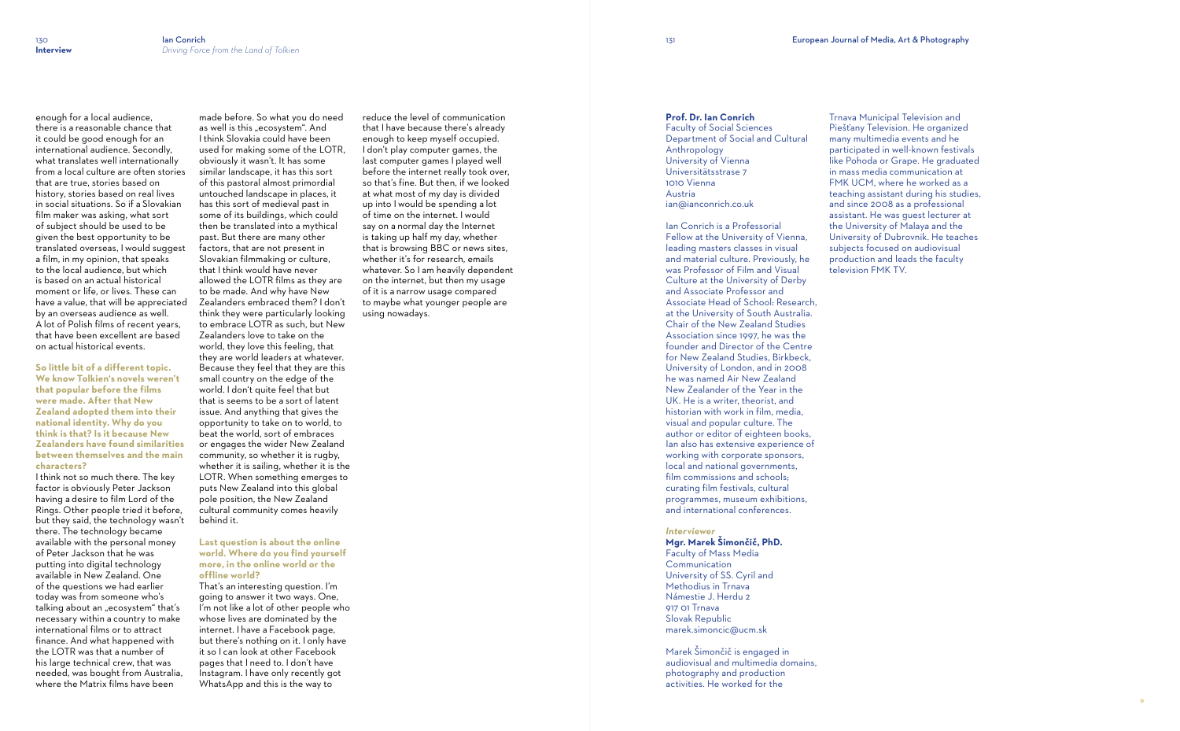enough for a local audience, there is a reasonable chance that it could be good enough for an international audience. Secondly, what translates well internationally from a local culture are often stories that are true, stories based on history, stories based on real lives in social situations. So if a Slovakian film maker was asking, what sort of subject should be used to be given the best opportunity to be translated overseas, I would suggest a film, in my opinion, that speaks to the local audience, but which is based on an actual historical moment or life, or lives. These can have a value, that will be appreciated by an overseas audience as well. A lot of Polish films of recent years, that have been excellent are based on actual historical events.

**So little bit of a different topic. We know Tolkien's novels weren't that popular before the films were made. After that New Zealand adopted them into their national identity. Why do you think is that? Is it because New Zealanders have found similarities between themselves and the main characters?**

I think not so much there. The key factor is obviously Peter Jackson having a desire to film Lord of the Rings. Other people tried it before, but they said, the technology wasn't there. The technology became available with the personal money of Peter Jackson that he was putting into digital technology available in New Zealand. One of the questions we had earlier today was from someone who's talking about an „ecosystem" that's necessary within a country to make international films or to attract finance. And what happened with the LOTR was that a number of his large technical crew, that was needed, was bought from Australia, where the Matrix films have been made before. So what you do need as well is this „ecosystem". And I think Slovakia could have been used for making some of the LOTR, obviously it wasn't. It has some similar landscape, it has this sort of this pastoral almost primordial untouched landscape in places, it has this sort of medieval past in some of its buildings, which could then be translated into a mythical past. But there are many other factors, that are not present in Slovakian filmmaking or culture, that I think would have never allowed the LOTR films as they are to be made. And why have New Zealanders embraced them? I don't think they were particularly looking to embrace LOTR as such, but New Zealanders love to take on the world, they love this feeling, that they are world leaders at whatever. Because they feel that they are this small country on the edge of the world. I don't quite feel that but that is seems to be a sort of latent issue. And anything that gives the opportunity to take on to world, to beat the world, sort of embraces or engages the wider New Zealand community, so whether it is rugby, whether it is sailing, whether it is the LOTR. When something emerges to puts New Zealand into this global pole position, the New Zealand cultural community comes heavily behind it.

**Last question is about the online world. Where do you find yourself more, in the online world or the offline world?**

That's an interesting question. I'm going to answer it two ways. One, I'm not like a lot of other people who whose lives are dominated by the internet. I have a Facebook page, but there's nothing on it. I only have it so I can look at other Facebook pages that I need to. I don't have Instagram. I have only recently got WhatsApp and this is the way to reduce the level of communication that I have because there's already enough to keep myself occupied. I don't play computer games, the last computer games I played well before the internet really took over, so that's fine. But then, if we looked at what most of my day is divided up into I would be spending a lot of time on the internet. I would say on a normal day the Internet is taking up half my day, whether that is browsing BBC or news sites, whether it's for research, emails whatever. So I am heavily dependent on the internet, but then my usage of it is a narrow usage compared to maybe what younger people are using nowadays.

**Prof. Dr. Ian Conrich**
Faculty of Social Sciences
Department of Social and Cultural Anthropology
University of Vienna
Universitätsstrase 7
1010 Vienna
Austria
ian@ianconrich.co.uk

Ian Conrich is a Professorial Fellow at the University of Vienna, leading masters classes in visual and material culture. Previously, he was Professor of Film and Visual Culture at the University of Derby and Associate Professor and Associate Head of School: Research, at the University of South Australia. Chair of the New Zealand Studies Association since 1997, he was the founder and Director of the Centre for New Zealand Studies, Birkbeck, University of London, and in 2008 he was named Air New Zealand New Zealander of the Year in the UK. He is a writer, theorist, and historian with work in film, media, visual and popular culture. The author or editor of eighteen books, Ian also has extensive experience of working with corporate sponsors, local and national governments, film commissions and schools; curating film festivals, cultural programmes, museum exhibitions, and international conferences.

*Interviewer*
**Mgr. Marek Šimončič, PhD.**
Faculty of Mass Media Communication
University of SS. Cyril and Methodius in Trnava
Námestie J. Herdu 2
917 01 Trnava
Slovak Republic
marek.simoncic@ucm.sk

Marek Šimončič is engaged in audiovisual and multimedia domains, photography and production activities. He worked for the Trnava Municipal Television and Piešťany Television. He organized many multimedia events and he participated in well-known festivals like Pohoda or Grape. He graduated in mass media communication at FMK UCM, where he worked as a teaching assistant during his studies, and since 2008 as a professional assistant. He was guest lecturer at the University of Malaya and the University of Dubrovnik. He teaches subjects focused on audiovisual production and leads the faculty television FMK TV.